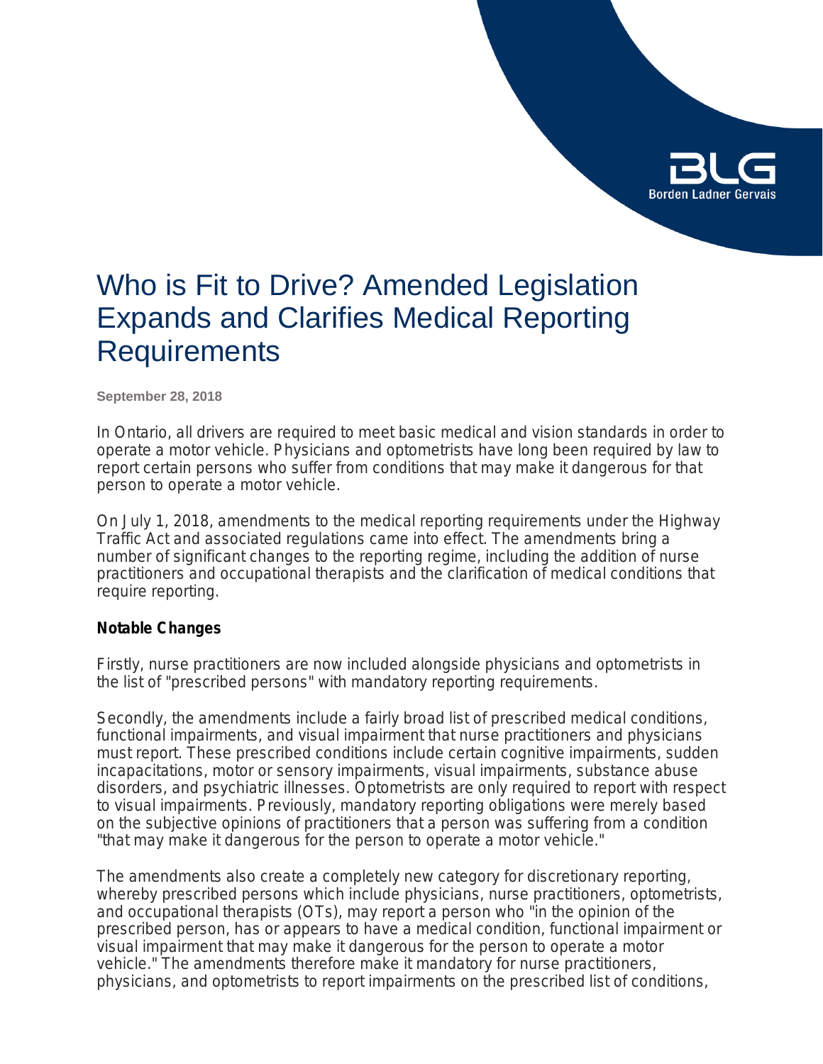# Who is Fit to Drive? Amended Legislation Expands and Clarifies Medical Reporting Requirements

**September 28, 2018**

In Ontario, all drivers are required to meet basic medical and vision standards in order to operate a motor vehicle. Physicians and optometrists have long been required by law to report certain persons who suffer from conditions that may make it dangerous for that person to operate a motor vehicle.

On July 1, 2018, amendments to the medical reporting requirements under the Highway Traffic Act and associated regulations came into effect. The amendments bring a number of significant changes to the reporting regime, including the addition of nurse practitioners and occupational therapists and the clarification of medical conditions that require reporting.

### Notable Changes

Firstly, nurse practitioners are now included alongside physicians and optometrists in the list of "prescribed persons" with mandatory reporting requirements.

Secondly, the amendments include a fairly broad list of prescribed medical conditions, functional impairments, and visual impairment that nurse practitioners and physicians must report. These prescribed conditions include certain cognitive impairments, sudden incapacitations, motor or sensory impairments, visual impairments, substance abuse disorders, and psychiatric illnesses. Optometrists are only required to report with respect to visual impairments. Previously, mandatory reporting obligations were merely based on the subjective opinions of practitioners that a person was suffering from a condition "that may make it dangerous for the person to operate a motor vehicle."

The amendments also create a completely new category for discretionary reporting, whereby prescribed persons which include physicians, nurse practitioners, optometrists, and occupational therapists (OTs), may report a person who "in the opinion of the prescribed person, has or appears to have a medical condition, functional impairment or visual impairment that may make it dangerous for the person to operate a motor vehicle." The amendments therefore make it mandatory for nurse practitioners, physicians, and optometrists to report impairments on the prescribed list of conditions,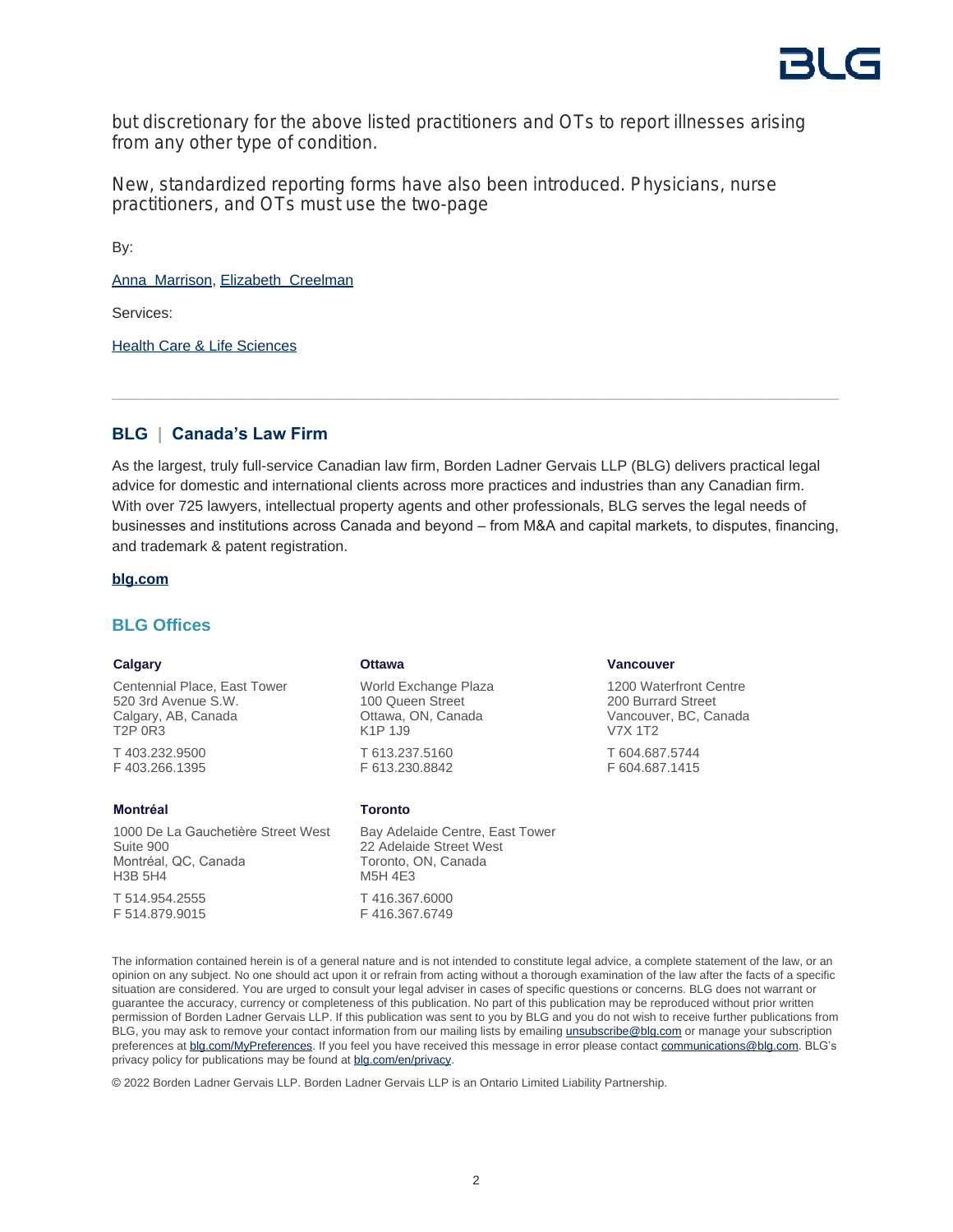but discretionary for the above listed practitioners and OTs to report illnesses arising from any other type of condition.

New, standardized reporting forms have also been introduced. Physicians, nurse practitioners, and OTs must use the two-page

By:

Anna Marrison, Elizabeth Creelman

Services:

Health Care & Life Sciences

---

## BLG | Canada's Law Firm

As the largest, truly full-service Canadian law firm, Borden Ladner Gervais LLP (BLG) delivers practical legal advice for domestic and international clients across more practices and industries than any Canadian firm. With over 725 lawyers, intellectual property agents and other professionals, BLG serves the legal needs of businesses and institutions across Canada and beyond – from M&A and capital markets, to disputes, financing, and trademark & patent registration.

**blg.com**

## BLG Offices

**Calgary**

Centennial Place, East Tower
520 3rd Avenue S.W.
Calgary, AB, Canada
T2P 0R3

T 403.232.9500
F 403.266.1395

**Ottawa**

World Exchange Plaza
100 Queen Street
Ottawa, ON, Canada
K1P 1J9

T 613.237.5160
F 613.230.8842

**Vancouver**

1200 Waterfront Centre
200 Burrard Street
Vancouver, BC, Canada
V7X 1T2

T 604.687.5744
F 604.687.1415

**Montréal**

1000 De La Gauchetière Street West
Suite 900
Montréal, QC, Canada
H3B 5H4

T 514.954.2555
F 514.879.9015

**Toronto**

Bay Adelaide Centre, East Tower
22 Adelaide Street West
Toronto, ON, Canada
M5H 4E3

T 416.367.6000
F 416.367.6749

The information contained herein is of a general nature and is not intended to constitute legal advice, a complete statement of the law, or an opinion on any subject. No one should act upon it or refrain from acting without a thorough examination of the law after the facts of a specific situation are considered. You are urged to consult your legal adviser in cases of specific questions or concerns. BLG does not warrant or guarantee the accuracy, currency or completeness of this publication. No part of this publication may be reproduced without prior written permission of Borden Ladner Gervais LLP. If this publication was sent to you by BLG and you do not wish to receive further publications from BLG, you may ask to remove your contact information from our mailing lists by emailing unsubscribe@blg.com or manage your subscription preferences at blg.com/MyPreferences. If you feel you have received this message in error please contact communications@blg.com. BLG's privacy policy for publications may be found at blg.com/en/privacy.

© 2022 Borden Ladner Gervais LLP. Borden Ladner Gervais LLP is an Ontario Limited Liability Partnership.